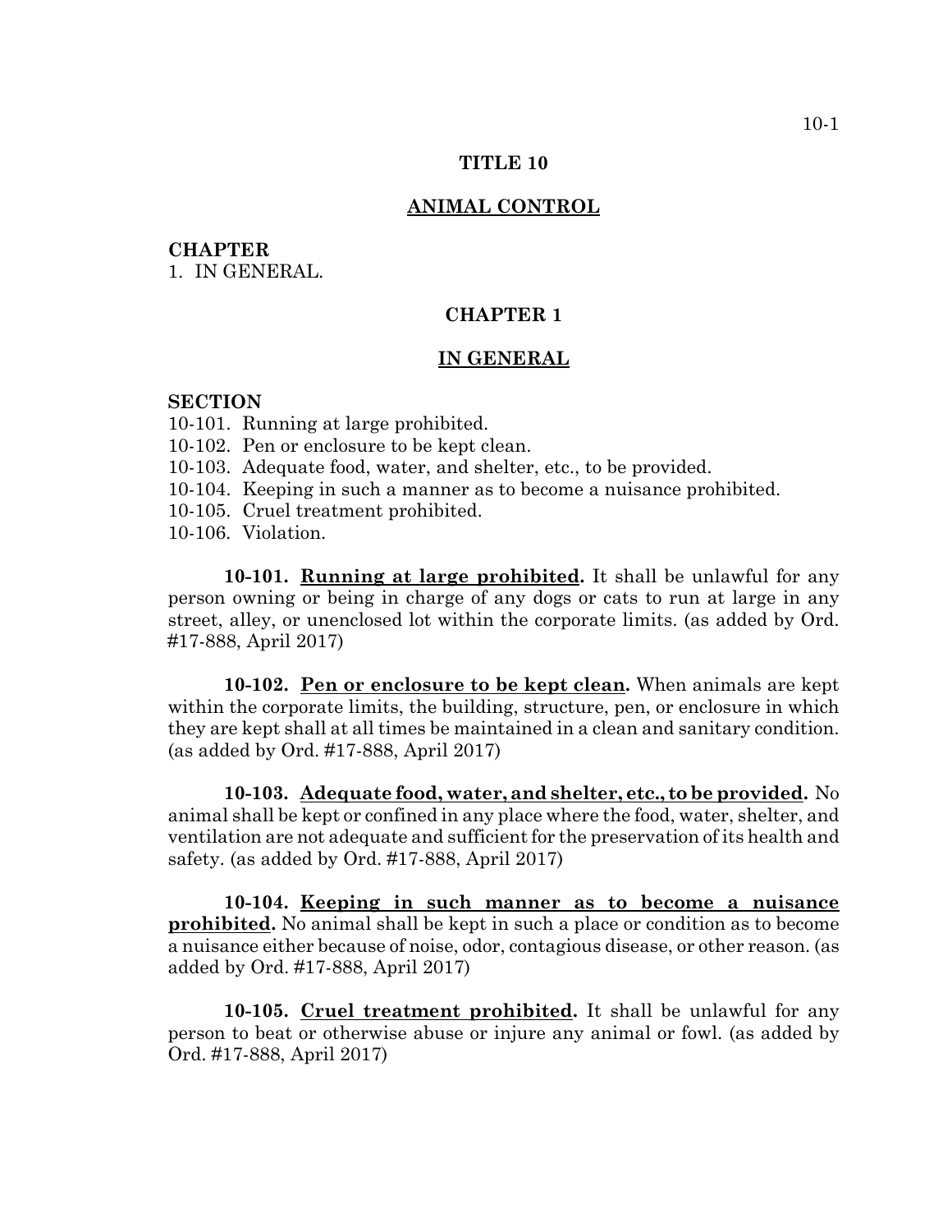# TITLE 10

## ANIMAL CONTROL

**CHAPTER**

1. IN GENERAL.

## CHAPTER 1

## IN GENERAL

**SECTION**

10-101. Running at large prohibited.
10-102. Pen or enclosure to be kept clean.
10-103. Adequate food, water, and shelter, etc., to be provided.
10-104. Keeping in such a manner as to become a nuisance prohibited.
10-105. Cruel treatment prohibited.
10-106. Violation.

**10-101. Running at large prohibited.** It shall be unlawful for any person owning or being in charge of any dogs or cats to run at large in any street, alley, or unenclosed lot within the corporate limits. (as added by Ord. #17-888, April 2017)

**10-102. Pen or enclosure to be kept clean.** When animals are kept within the corporate limits, the building, structure, pen, or enclosure in which they are kept shall at all times be maintained in a clean and sanitary condition. (as added by Ord. #17-888, April 2017)

**10-103. Adequate food, water, and shelter, etc., to be provided.** No animal shall be kept or confined in any place where the food, water, shelter, and ventilation are not adequate and sufficient for the preservation of its health and safety. (as added by Ord. #17-888, April 2017)

**10-104. Keeping in such manner as to become a nuisance prohibited.** No animal shall be kept in such a place or condition as to become a nuisance either because of noise, odor, contagious disease, or other reason. (as added by Ord. #17-888, April 2017)

**10-105. Cruel treatment prohibited.** It shall be unlawful for any person to beat or otherwise abuse or injure any animal or fowl. (as added by Ord. #17-888, April 2017)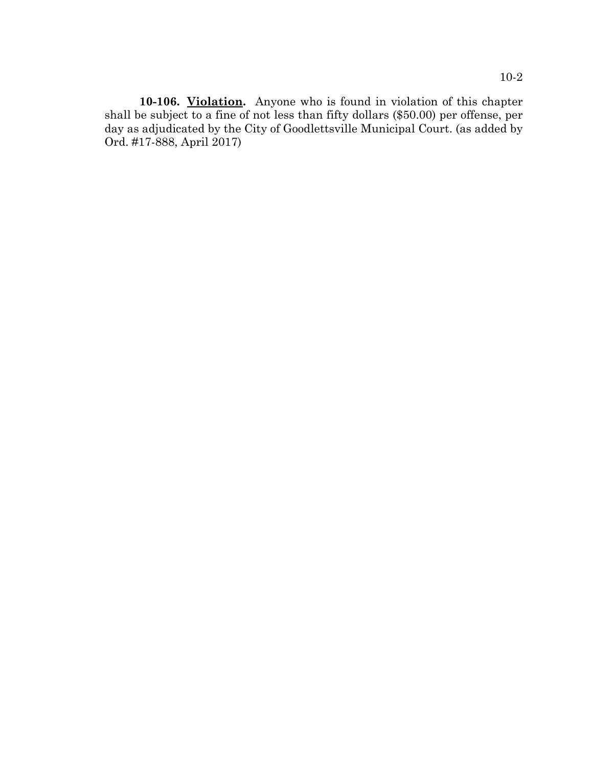**10-106. Violation.** Anyone who is found in violation of this chapter shall be subject to a fine of not less than fifty dollars ($50.00) per offense, per day as adjudicated by the City of Goodlettsville Municipal Court. (as added by Ord. #17-888, April 2017)